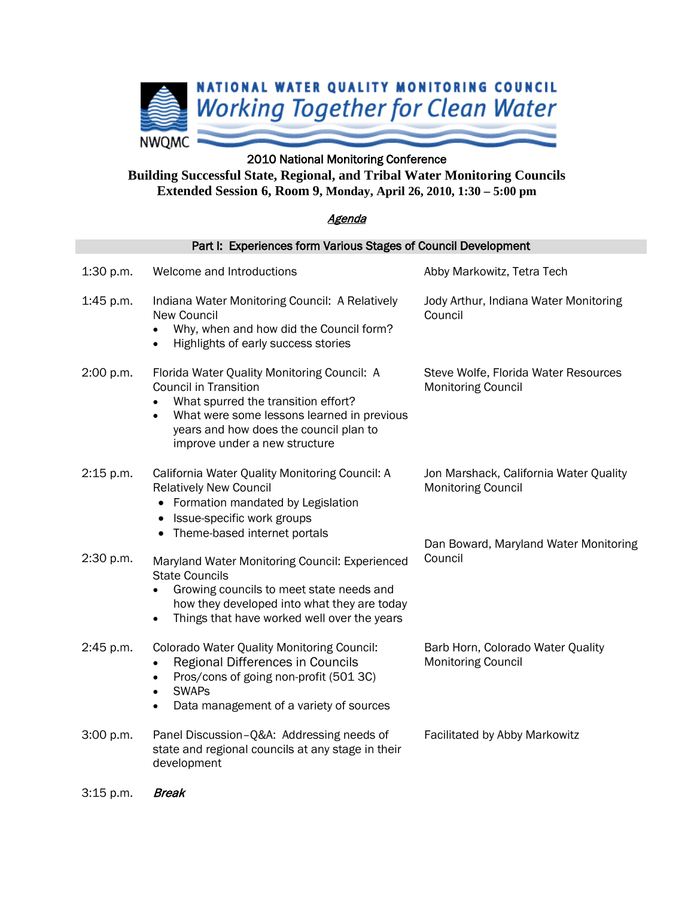NATIONAL WATER QUALITY MONITORING COUNCIL
*Working Together for Clean Water*
NWQMC

2010 National Monitoring Conference

**Building Successful State, Regional, and Tribal Water Monitoring Councils**

**Extended Session 6, Room 9, Monday, April 26, 2010, 1:30 – 5:00 pm**

## *Agenda*

| Part I: Experiences form Various Stages of Council Development | | |
|---|---|---|
| 1:30 p.m. | Welcome and Introductions | Abby Markowitz, Tetra Tech |
| 1:45 p.m. | Indiana Water Monitoring Council: A Relatively New Council<br>• Why, when and how did the Council form?<br>• Highlights of early success stories | Jody Arthur, Indiana Water Monitoring Council |
| 2:00 p.m. | Florida Water Quality Monitoring Council: A Council in Transition<br>• What spurred the transition effort?<br>• What were some lessons learned in previous years and how does the council plan to improve under a new structure | Steve Wolfe, Florida Water Resources Monitoring Council |
| 2:15 p.m. | California Water Quality Monitoring Council: A Relatively New Council<br>• Formation mandated by Legislation<br>• Issue-specific work groups<br>• Theme-based internet portals | Jon Marshack, California Water Quality Monitoring Council |
| 2:30 p.m. | Maryland Water Monitoring Council: Experienced State Councils<br>• Growing councils to meet state needs and how they developed into what they are today<br>• Things that have worked well over the years | Dan Boward, Maryland Water Monitoring Council |
| 2:45 p.m. | Colorado Water Quality Monitoring Council:<br>• Regional Differences in Councils<br>• Pros/cons of going non-profit (501 3C)<br>• SWAPs<br>• Data management of a variety of sources | Barb Horn, Colorado Water Quality Monitoring Council |
| 3:00 p.m. | Panel Discussion–Q&A: Addressing needs of state and regional councils at any stage in their development | Facilitated by Abby Markowitz |
| 3:15 p.m. | *Break* | |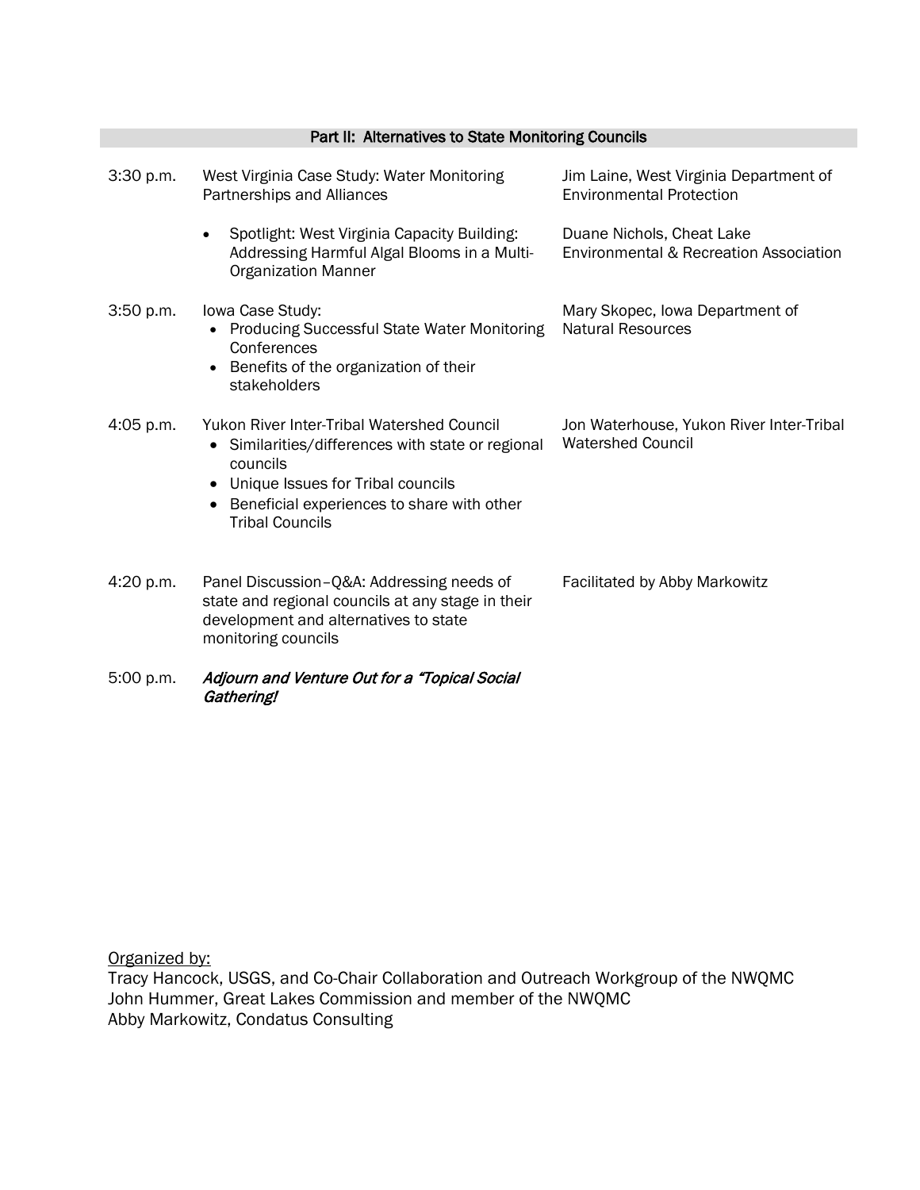## Part II: Alternatives to State Monitoring Councils

| | | |
|---|---|---|
| 3:30 p.m. | West Virginia Case Study: Water Monitoring Partnerships and Alliances | Jim Laine, West Virginia Department of Environmental Protection |
| | • Spotlight: West Virginia Capacity Building: Addressing Harmful Algal Blooms in a Multi-Organization Manner | Duane Nichols, Cheat Lake Environmental & Recreation Association |
| 3:50 p.m. | Iowa Case Study:<br>• Producing Successful State Water Monitoring Conferences<br>• Benefits of the organization of their stakeholders | Mary Skopec, Iowa Department of Natural Resources |
| 4:05 p.m. | Yukon River Inter-Tribal Watershed Council<br>• Similarities/differences with state or regional councils<br>• Unique Issues for Tribal councils<br>• Beneficial experiences to share with other Tribal Councils | Jon Waterhouse, Yukon River Inter-Tribal Watershed Council |
| 4:20 p.m. | Panel Discussion–Q&A: Addressing needs of state and regional councils at any stage in their development and alternatives to state monitoring councils | Facilitated by Abby Markowitz |
| 5:00 p.m. | *Adjourn and Venture Out for a "Topical Social Gathering!* | |

Organized by:

Tracy Hancock, USGS, and Co-Chair Collaboration and Outreach Workgroup of the NWQMC
John Hummer, Great Lakes Commission and member of the NWQMC
Abby Markowitz, Condatus Consulting